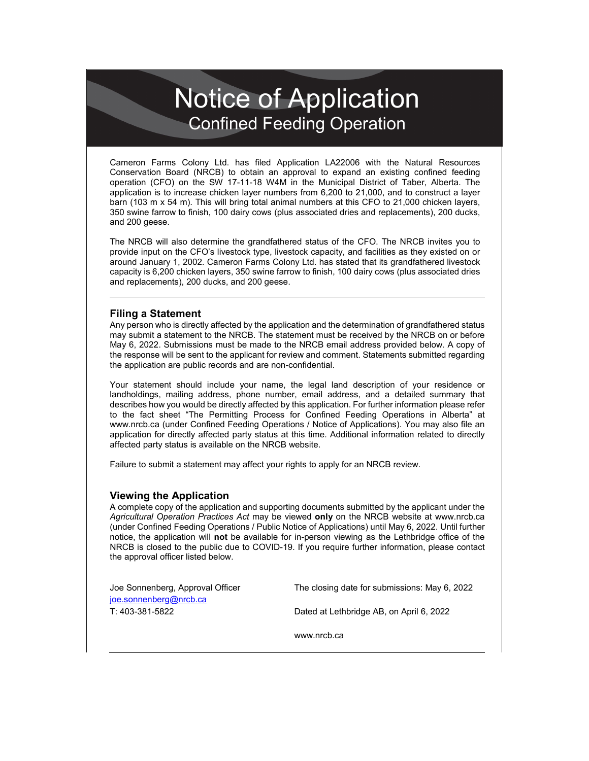# Notice of Application

## Confined Feeding Operation

Cameron Farms Colony Ltd. has filed Application LA22006 with the Natural Resources Conservation Board (NRCB) to obtain an approval to expand an existing confined feeding operation (CFO) on the SW 17-11-18 W4M in the Municipal District of Taber, Alberta. The application is to increase chicken layer numbers from 6,200 to 21,000, and to construct a layer barn (103 m x 54 m). This will bring total animal numbers at this CFO to 21,000 chicken layers, 350 swine farrow to finish, 100 dairy cows (plus associated dries and replacements), 200 ducks, and 200 geese.

The NRCB will also determine the grandfathered status of the CFO. The NRCB invites you to provide input on the CFO's livestock type, livestock capacity, and facilities as they existed on or around January 1, 2002. Cameron Farms Colony Ltd. has stated that its grandfathered livestock capacity is 6,200 chicken layers, 350 swine farrow to finish, 100 dairy cows (plus associated dries and replacements), 200 ducks, and 200 geese.

---

### Filing a Statement

Any person who is directly affected by the application and the determination of grandfathered status may submit a statement to the NRCB. The statement must be received by the NRCB on or before May 6, 2022. Submissions must be made to the NRCB email address provided below. A copy of the response will be sent to the applicant for review and comment. Statements submitted regarding the application are public records and are non-confidential.

Your statement should include your name, the legal land description of your residence or landholdings, mailing address, phone number, email address, and a detailed summary that describes how you would be directly affected by this application. For further information please refer to the fact sheet "The Permitting Process for Confined Feeding Operations in Alberta" at www.nrcb.ca (under Confined Feeding Operations / Notice of Applications). You may also file an application for directly affected party status at this time. Additional information related to directly affected party status is available on the NRCB website.

Failure to submit a statement may affect your rights to apply for an NRCB review.

### Viewing the Application

A complete copy of the application and supporting documents submitted by the applicant under the *Agricultural Operation Practices Act* may be viewed **only** on the NRCB website at www.nrcb.ca (under Confined Feeding Operations / Public Notice of Applications) until May 6, 2022. Until further notice, the application will **not** be available for in-person viewing as the Lethbridge office of the NRCB is closed to the public due to COVID-19. If you require further information, please contact the approval officer listed below.

Joe Sonnenberg, Approval Officer
joe.sonnenberg@nrcb.ca
T: 403-381-5822

The closing date for submissions: May 6, 2022

Dated at Lethbridge AB, on April 6, 2022

www.nrcb.ca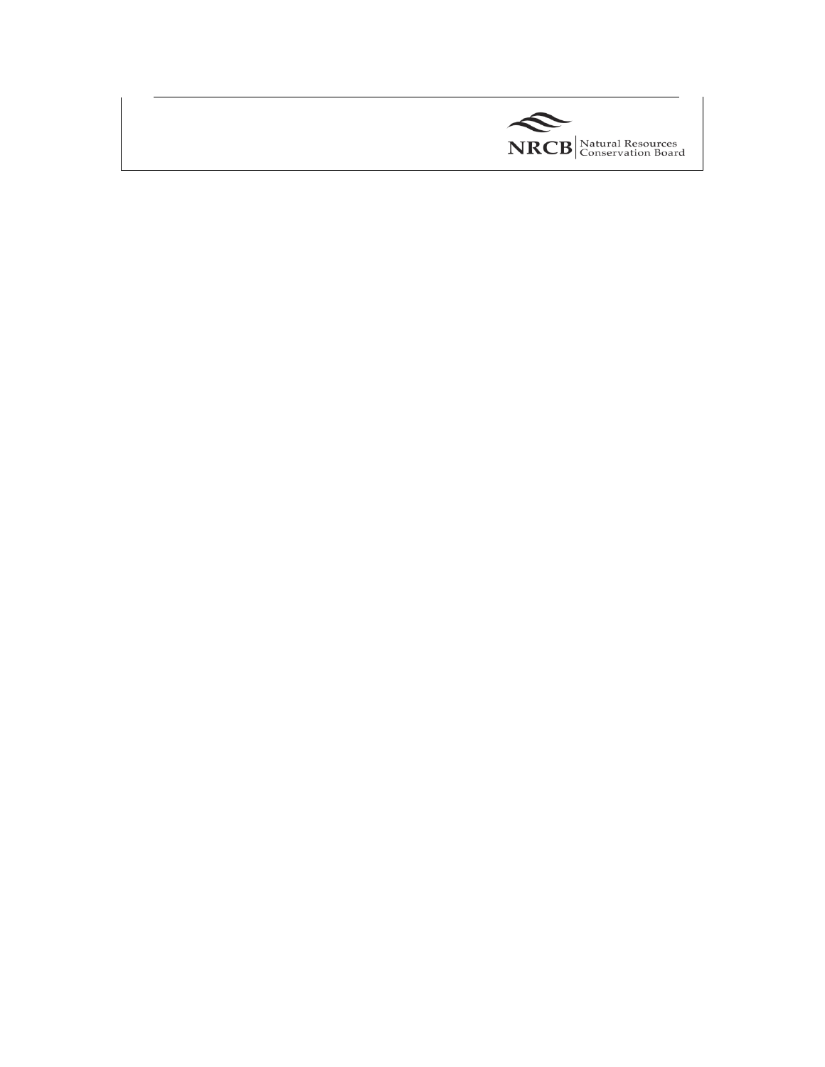NRCB | Natural Resources Conservation Board